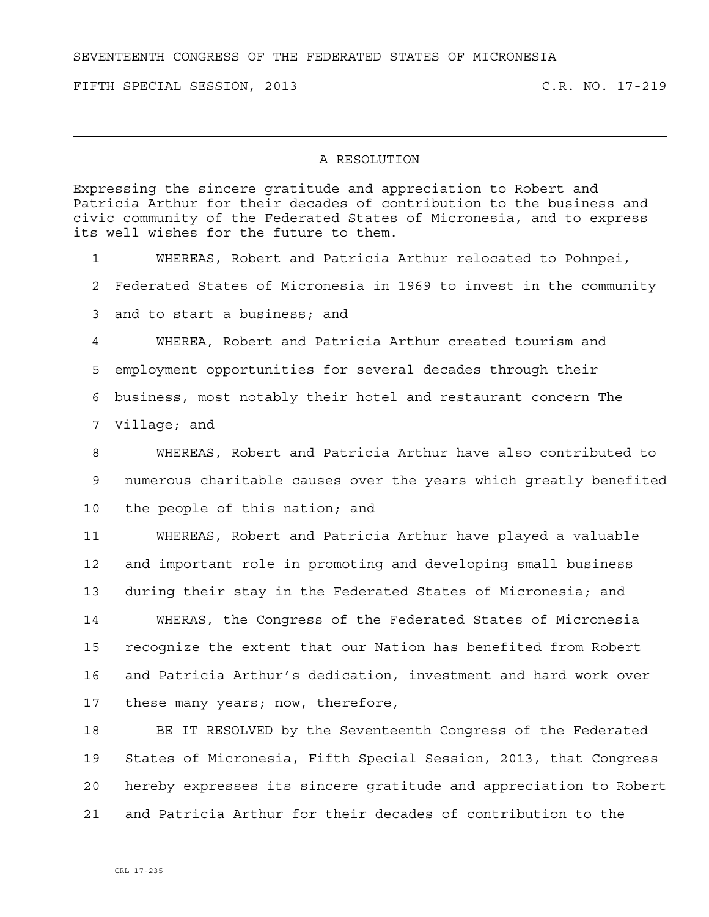SEVENTEENTH CONGRESS OF THE FEDERATED STATES OF MICRONESIA

FIFTH SPECIAL SESSION, 2013 C.R. NO. 17-219

---

# A RESOLUTION

Expressing the sincere gratitude and appreciation to Robert and Patricia Arthur for their decades of contribution to the business and civic community of the Federated States of Micronesia, and to express its well wishes for the future to them.

1 WHEREAS, Robert and Patricia Arthur relocated to Pohnpei,
2 Federated States of Micronesia in 1969 to invest in the community
3 and to start a business; and
4 WHEREA, Robert and Patricia Arthur created tourism and
5 employment opportunities for several decades through their
6 business, most notably their hotel and restaurant concern The
7 Village; and
8 WHEREAS, Robert and Patricia Arthur have also contributed to
9 numerous charitable causes over the years which greatly benefited
10 the people of this nation; and
11 WHEREAS, Robert and Patricia Arthur have played a valuable
12 and important role in promoting and developing small business
13 during their stay in the Federated States of Micronesia; and
14 WHERAS, the Congress of the Federated States of Micronesia
15 recognize the extent that our Nation has benefited from Robert
16 and Patricia Arthur's dedication, investment and hard work over
17 these many years; now, therefore,
18 BE IT RESOLVED by the Seventeenth Congress of the Federated
19 States of Micronesia, Fifth Special Session, 2013, that Congress
20 hereby expresses its sincere gratitude and appreciation to Robert
21 and Patricia Arthur for their decades of contribution to the

CRL 17-235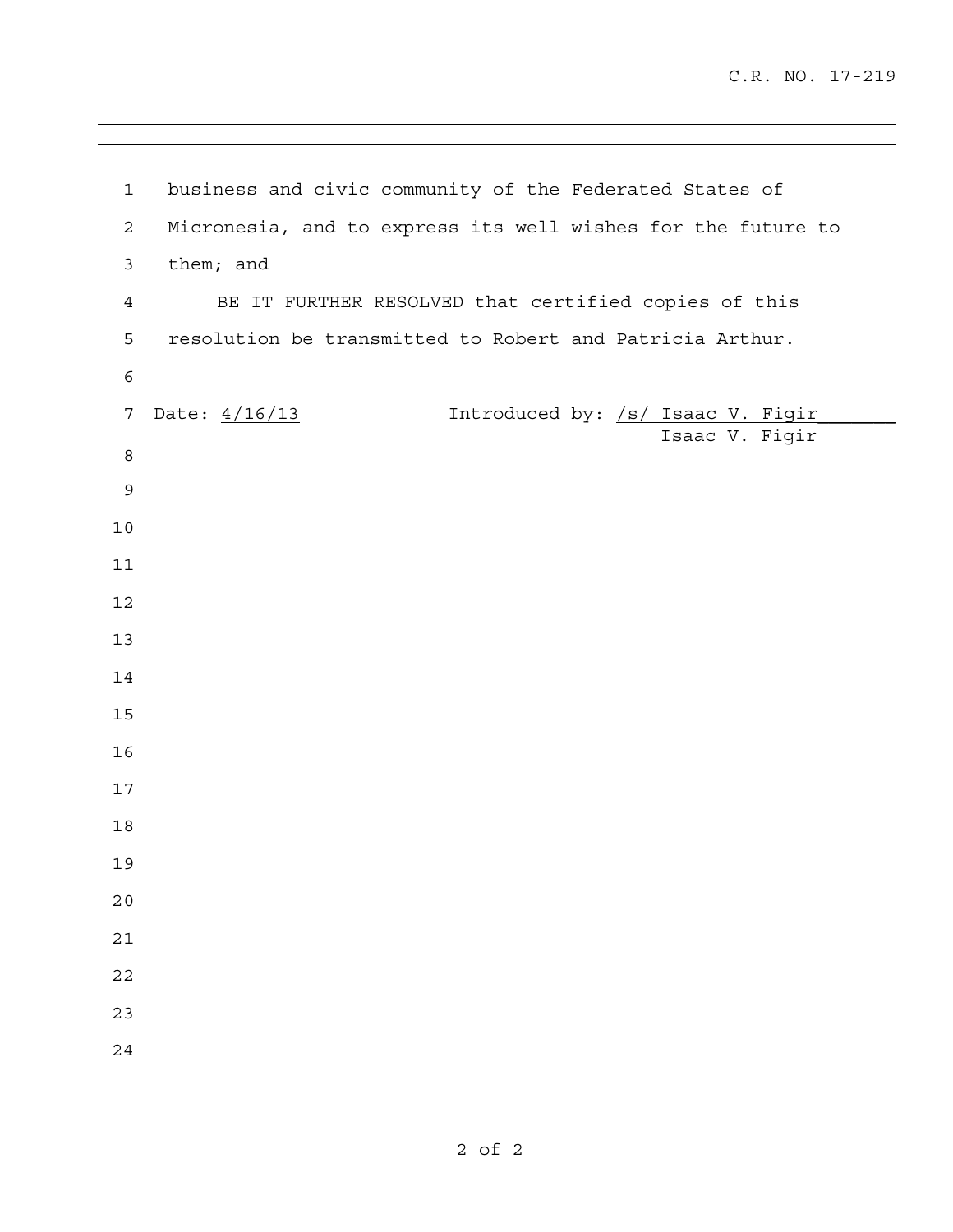business and civic community of the Federated States of Micronesia, and to express its well wishes for the future to them; and

BE IT FURTHER RESOLVED that certified copies of this resolution be transmitted to Robert and Patricia Arthur.

Date: 4/16/13

Introduced by: /s/ Isaac V. Figir

Isaac V. Figir